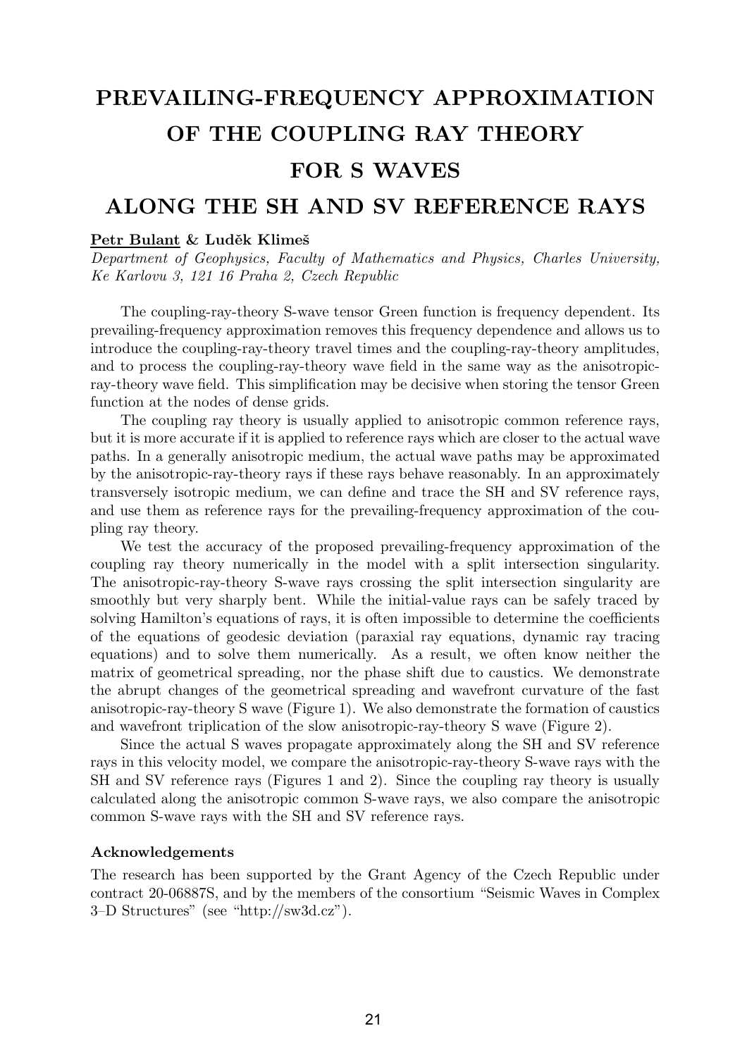# PREVAILING-FREQUENCY APPROXIMATION OF THE COUPLING RAY THEORY FOR S WAVES ALONG THE SH AND SV REFERENCE RAYS

**Petr Bulant & Luděk Klimeš**

*Department of Geophysics, Faculty of Mathematics and Physics, Charles University, Ke Karlovu 3, 121 16 Praha 2, Czech Republic*

The coupling-ray-theory S-wave tensor Green function is frequency dependent. Its prevailing-frequency approximation removes this frequency dependence and allows us to introduce the coupling-ray-theory travel times and the coupling-ray-theory amplitudes, and to process the coupling-ray-theory wave field in the same way as the anisotropic-ray-theory wave field. This simplification may be decisive when storing the tensor Green function at the nodes of dense grids.

The coupling ray theory is usually applied to anisotropic common reference rays, but it is more accurate if it is applied to reference rays which are closer to the actual wave paths. In a generally anisotropic medium, the actual wave paths may be approximated by the anisotropic-ray-theory rays if these rays behave reasonably. In an approximately transversely isotropic medium, we can define and trace the SH and SV reference rays, and use them as reference rays for the prevailing-frequency approximation of the coupling ray theory.

We test the accuracy of the proposed prevailing-frequency approximation of the coupling ray theory numerically in the model with a split intersection singularity. The anisotropic-ray-theory S-wave rays crossing the split intersection singularity are smoothly but very sharply bent. While the initial-value rays can be safely traced by solving Hamilton's equations of rays, it is often impossible to determine the coefficients of the equations of geodesic deviation (paraxial ray equations, dynamic ray tracing equations) and to solve them numerically. As a result, we often know neither the matrix of geometrical spreading, nor the phase shift due to caustics. We demonstrate the abrupt changes of the geometrical spreading and wavefront curvature of the fast anisotropic-ray-theory S wave (Figure 1). We also demonstrate the formation of caustics and wavefront triplication of the slow anisotropic-ray-theory S wave (Figure 2).

Since the actual S waves propagate approximately along the SH and SV reference rays in this velocity model, we compare the anisotropic-ray-theory S-wave rays with the SH and SV reference rays (Figures 1 and 2). Since the coupling ray theory is usually calculated along the anisotropic common S-wave rays, we also compare the anisotropic common S-wave rays with the SH and SV reference rays.

**Acknowledgements**

The research has been supported by the Grant Agency of the Czech Republic under contract 20-06887S, and by the members of the consortium "Seismic Waves in Complex 3–D Structures" (see "http://sw3d.cz").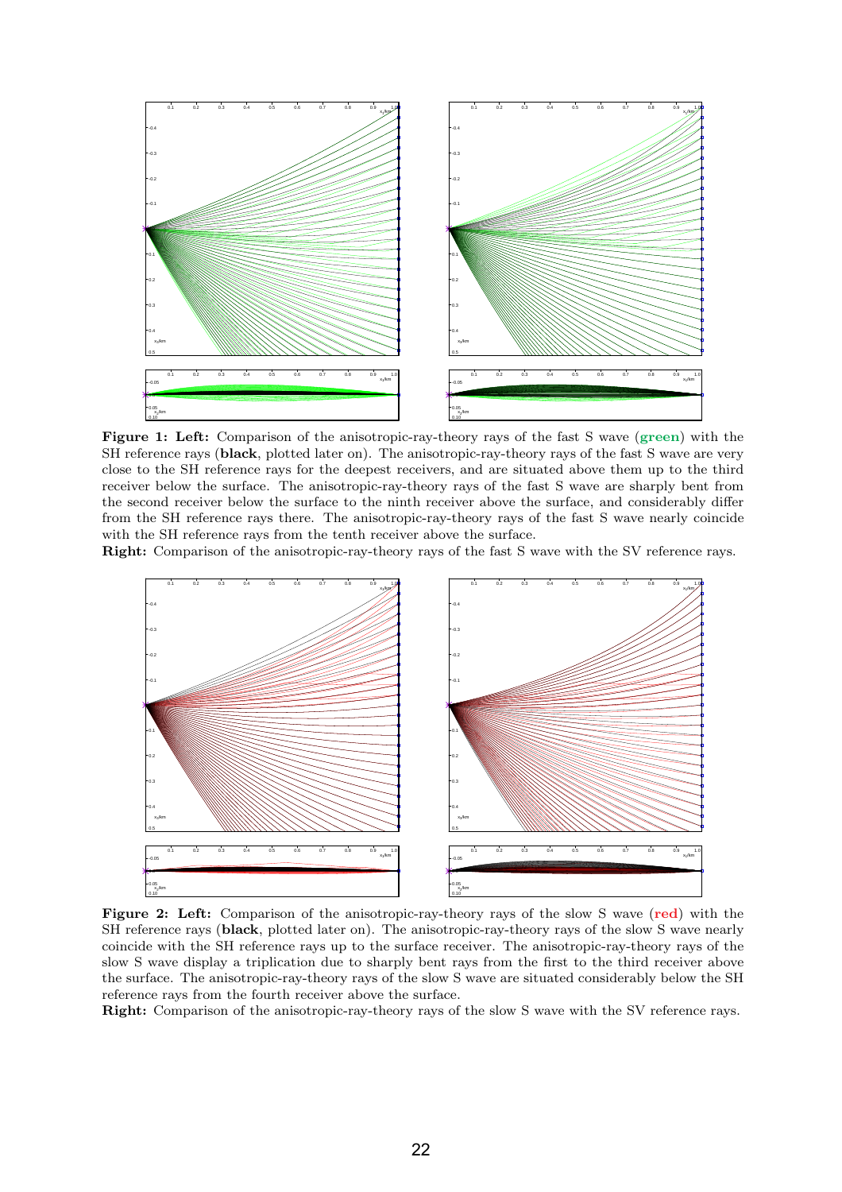0.1 0.2 0.3 0.4 0.5 0.6 0.7 0.8 0.9 1.0
x₁/km
-0.4
-0.3
-0.2
-0.1
0.1
0.2
0.3
0.4
x₃/km
0.5

-0.05
0.05
x₂/km
0.10

**Figure 1: Left:** Comparison of the anisotropic-ray-theory rays of the fast S wave (**green**) with the SH reference rays (**black**, plotted later on). The anisotropic-ray-theory rays of the fast S wave are very close to the SH reference rays for the deepest receivers, and are situated above them up to the third receiver below the surface. The anisotropic-ray-theory rays of the fast S wave are sharply bent from the second receiver below the surface to the ninth receiver above the surface, and considerably differ from the SH reference rays there. The anisotropic-ray-theory rays of the fast S wave nearly coincide with the SH reference rays from the tenth receiver above the surface.

**Right:** Comparison of the anisotropic-ray-theory rays of the fast S wave with the SV reference rays.

0.1 0.2 0.3 0.4 0.5 0.6 0.7 0.8 0.9 1.0
x₁/km
-0.4
-0.3
-0.2
-0.1
0.1
0.2
0.3
0.4
x₃/km
0.5

-0.05
0.05
x₂/km
0.10

**Figure 2: Left:** Comparison of the anisotropic-ray-theory rays of the slow S wave (**red**) with the SH reference rays (**black**, plotted later on). The anisotropic-ray-theory rays of the slow S wave nearly coincide with the SH reference rays up to the surface receiver. The anisotropic-ray-theory rays of the slow S wave display a triplication due to sharply bent rays from the first to the third receiver above the surface. The anisotropic-ray-theory rays of the slow S wave are situated considerably below the SH reference rays from the fourth receiver above the surface.

**Right:** Comparison of the anisotropic-ray-theory rays of the slow S wave with the SV reference rays.